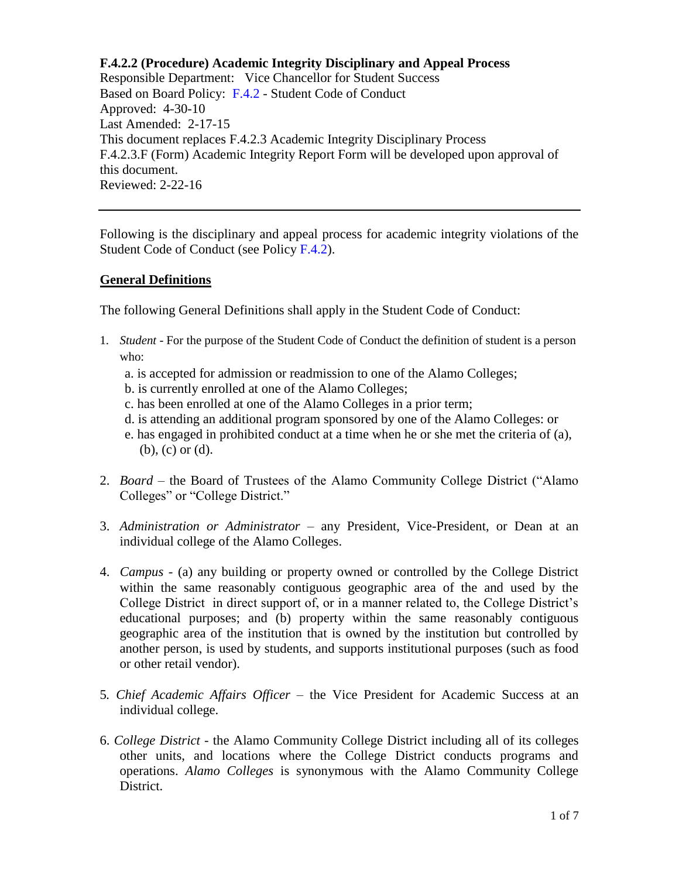**F.4.2.2 (Procedure) Academic Integrity Disciplinary and Appeal Process**

Responsible Department: Vice Chancellor for Student Success
Based on Board Policy: F.4.2 - Student Code of Conduct
Approved: 4-30-10
Last Amended: 2-17-15
This document replaces F.4.2.3 Academic Integrity Disciplinary Process
F.4.2.3.F (Form) Academic Integrity Report Form will be developed upon approval of this document.
Reviewed: 2-22-16

---

Following is the disciplinary and appeal process for academic integrity violations of the Student Code of Conduct (see Policy F.4.2).

## General Definitions

The following General Definitions shall apply in the Student Code of Conduct:

1. *Student* - For the purpose of the Student Code of Conduct the definition of student is a person who:
   a. is accepted for admission or readmission to one of the Alamo Colleges;
   b. is currently enrolled at one of the Alamo Colleges;
   c. has been enrolled at one of the Alamo Colleges in a prior term;
   d. is attending an additional program sponsored by one of the Alamo Colleges: or
   e. has engaged in prohibited conduct at a time when he or she met the criteria of (a), (b), (c) or (d).

2. *Board* – the Board of Trustees of the Alamo Community College District ("Alamo Colleges" or "College District."

3. *Administration or Administrator* – any President, Vice-President, or Dean at an individual college of the Alamo Colleges.

4. *Campus* - (a) any building or property owned or controlled by the College District within the same reasonably contiguous geographic area of the and used by the College District in direct support of, or in a manner related to, the College District's educational purposes; and (b) property within the same reasonably contiguous geographic area of the institution that is owned by the institution but controlled by another person, is used by students, and supports institutional purposes (such as food or other retail vendor).

5. *Chief Academic Affairs Officer* – the Vice President for Academic Success at an individual college.

6. *College District* - the Alamo Community College District including all of its colleges other units, and locations where the College District conducts programs and operations. *Alamo Colleges* is synonymous with the Alamo Community College District.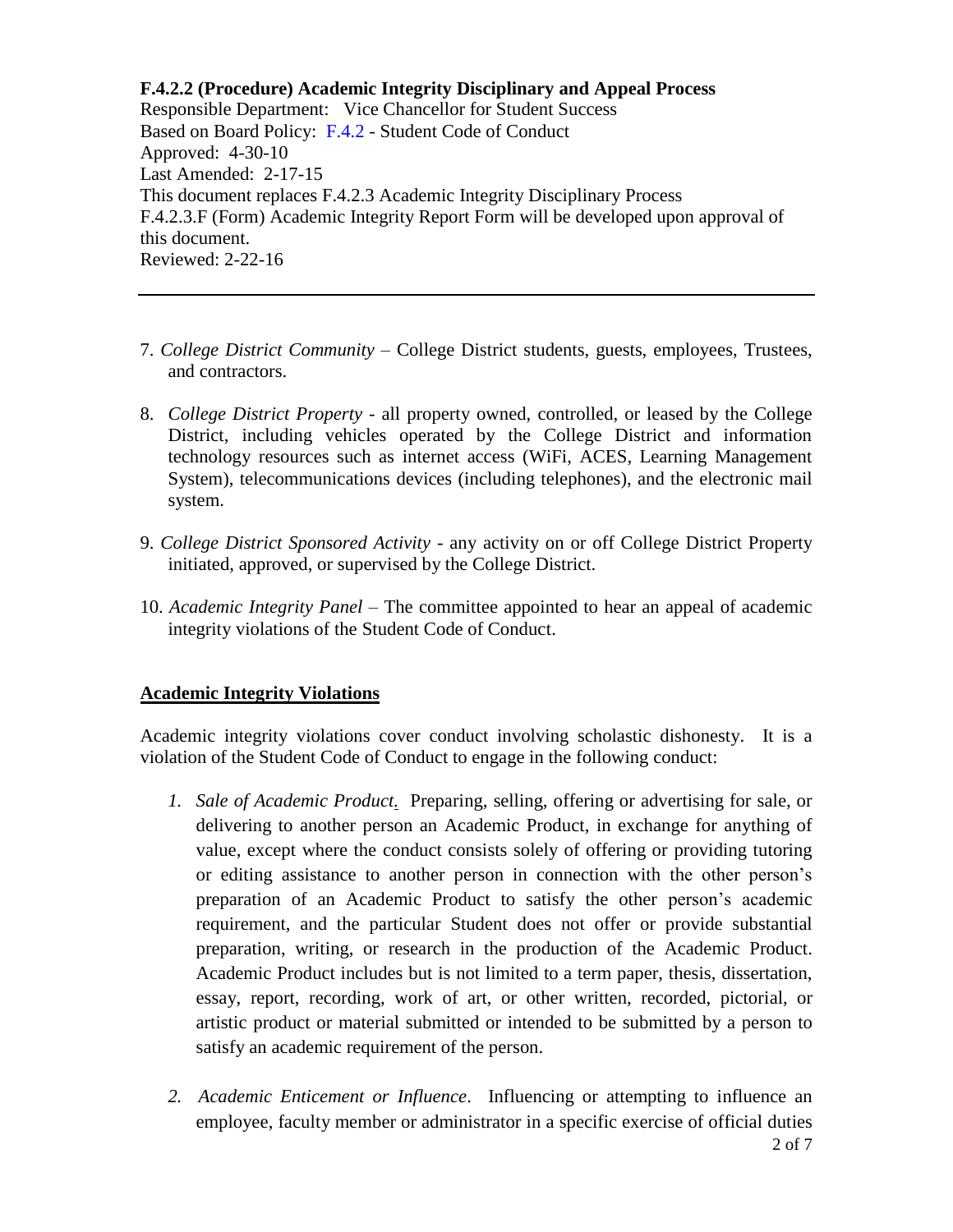**F.4.2.2 (Procedure) Academic Integrity Disciplinary and Appeal Process**
Responsible Department: Vice Chancellor for Student Success
Based on Board Policy: F.4.2 - Student Code of Conduct
Approved: 4-30-10
Last Amended: 2-17-15
This document replaces F.4.2.3 Academic Integrity Disciplinary Process
F.4.2.3.F (Form) Academic Integrity Report Form will be developed upon approval of this document.
Reviewed: 2-22-16

---

7. *College District Community* – College District students, guests, employees, Trustees, and contractors.

8. *College District Property* - all property owned, controlled, or leased by the College District, including vehicles operated by the College District and information technology resources such as internet access (WiFi, ACES, Learning Management System), telecommunications devices (including telephones), and the electronic mail system.

9. *College District Sponsored Activity* - any activity on or off College District Property initiated, approved, or supervised by the College District.

10. *Academic Integrity Panel* – The committee appointed to hear an appeal of academic integrity violations of the Student Code of Conduct.

## Academic Integrity Violations

Academic integrity violations cover conduct involving scholastic dishonesty. It is a violation of the Student Code of Conduct to engage in the following conduct:

1. *Sale of Academic Product.* Preparing, selling, offering or advertising for sale, or delivering to another person an Academic Product, in exchange for anything of value, except where the conduct consists solely of offering or providing tutoring or editing assistance to another person in connection with the other person's preparation of an Academic Product to satisfy the other person's academic requirement, and the particular Student does not offer or provide substantial preparation, writing, or research in the production of the Academic Product. Academic Product includes but is not limited to a term paper, thesis, dissertation, essay, report, recording, work of art, or other written, recorded, pictorial, or artistic product or material submitted or intended to be submitted by a person to satisfy an academic requirement of the person.

2. *Academic Enticement or Influence*. Influencing or attempting to influence an employee, faculty member or administrator in a specific exercise of official duties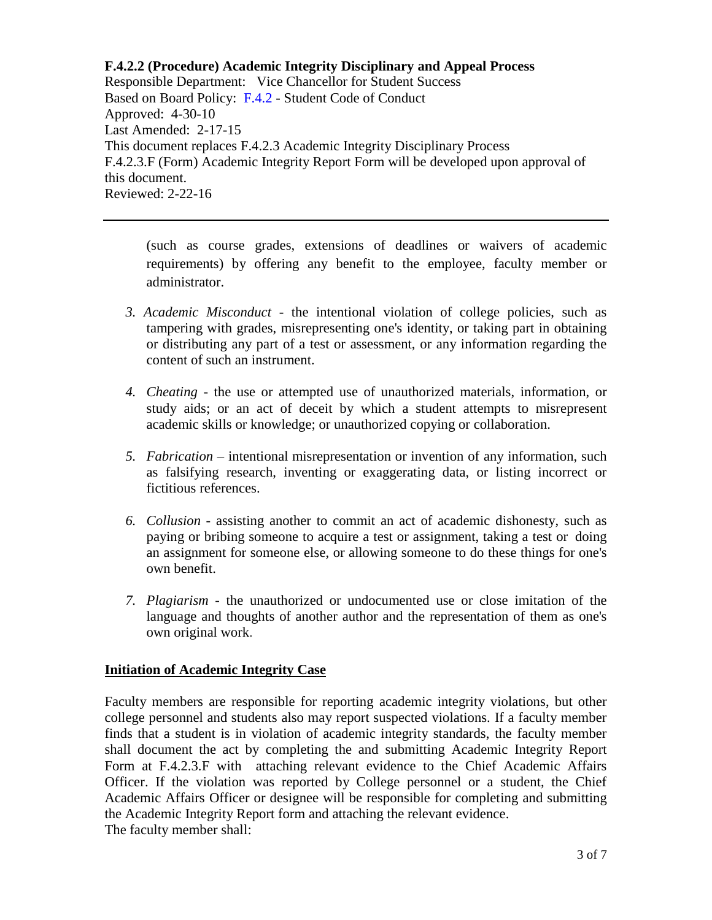**F.4.2.2 (Procedure) Academic Integrity Disciplinary and Appeal Process**
Responsible Department: Vice Chancellor for Student Success
Based on Board Policy: F.4.2 - Student Code of Conduct
Approved: 4-30-10
Last Amended: 2-17-15
This document replaces F.4.2.3 Academic Integrity Disciplinary Process
F.4.2.3.F (Form) Academic Integrity Report Form will be developed upon approval of this document.
Reviewed: 2-22-16

---

(such as course grades, extensions of deadlines or waivers of academic requirements) by offering any benefit to the employee, faculty member or administrator.

3. *Academic Misconduct* - the intentional violation of college policies, such as tampering with grades, misrepresenting one's identity, or taking part in obtaining or distributing any part of a test or assessment, or any information regarding the content of such an instrument.

4. *Cheating* - the use or attempted use of unauthorized materials, information, or study aids; or an act of deceit by which a student attempts to misrepresent academic skills or knowledge; or unauthorized copying or collaboration.

5. *Fabrication* – intentional misrepresentation or invention of any information, such as falsifying research, inventing or exaggerating data, or listing incorrect or fictitious references.

6. *Collusion* - assisting another to commit an act of academic dishonesty, such as paying or bribing someone to acquire a test or assignment, taking a test or doing an assignment for someone else, or allowing someone to do these things for one's own benefit.

7. *Plagiarism* - the unauthorized or undocumented use or close imitation of the language and thoughts of another author and the representation of them as one's own original work.

**Initiation of Academic Integrity Case**

Faculty members are responsible for reporting academic integrity violations, but other college personnel and students also may report suspected violations. If a faculty member finds that a student is in violation of academic integrity standards, the faculty member shall document the act by completing the and submitting Academic Integrity Report Form at F.4.2.3.F with attaching relevant evidence to the Chief Academic Affairs Officer. If the violation was reported by College personnel or a student, the Chief Academic Affairs Officer or designee will be responsible for completing and submitting the Academic Integrity Report form and attaching the relevant evidence.
The faculty member shall: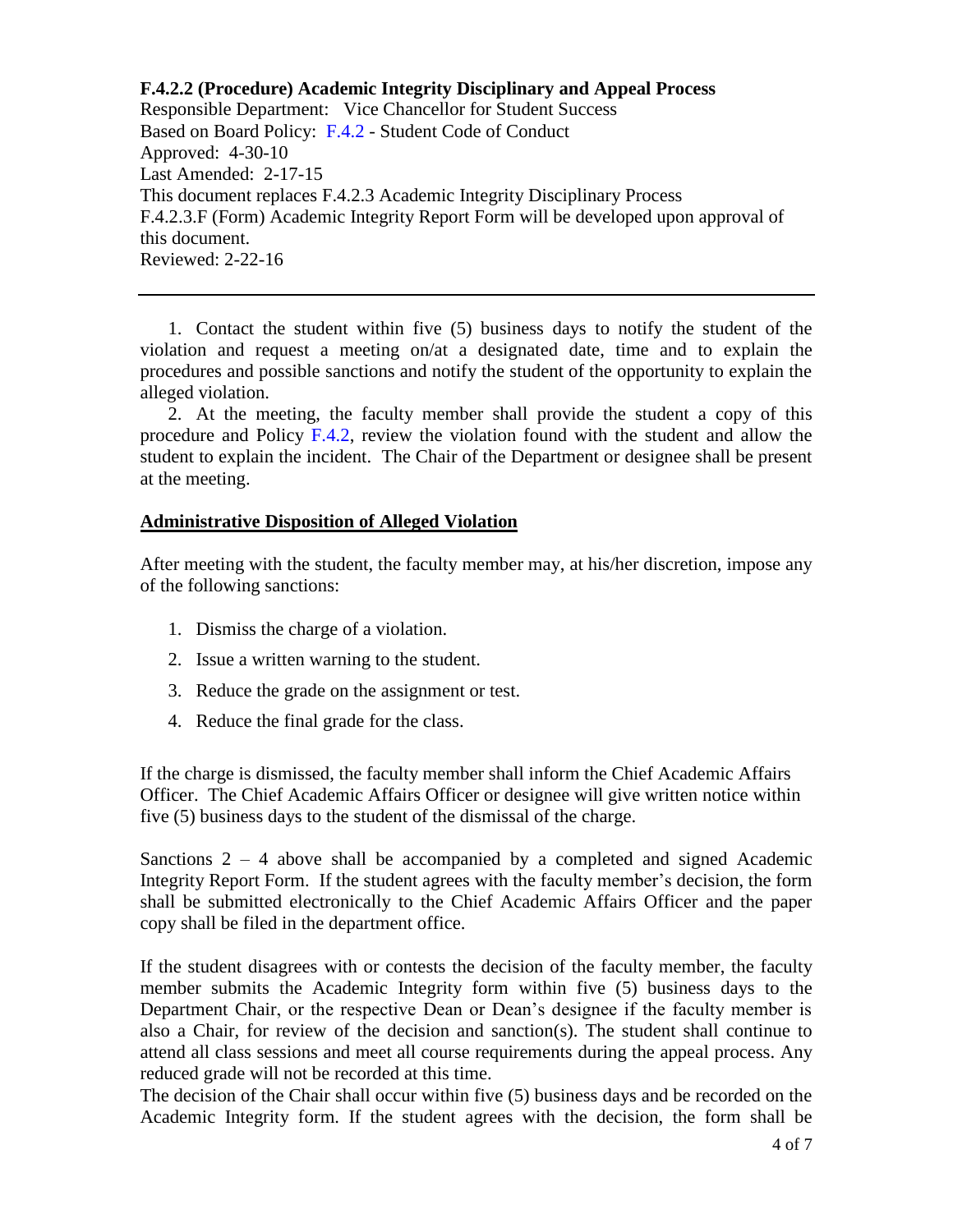**F.4.2.2 (Procedure) Academic Integrity Disciplinary and Appeal Process**
Responsible Department: Vice Chancellor for Student Success
Based on Board Policy: F.4.2 - Student Code of Conduct
Approved: 4-30-10
Last Amended: 2-17-15
This document replaces F.4.2.3 Academic Integrity Disciplinary Process
F.4.2.3.F (Form) Academic Integrity Report Form will be developed upon approval of this document.
Reviewed: 2-22-16

---

1. Contact the student within five (5) business days to notify the student of the violation and request a meeting on/at a designated date, time and to explain the procedures and possible sanctions and notify the student of the opportunity to explain the alleged violation.
2. At the meeting, the faculty member shall provide the student a copy of this procedure and Policy F.4.2, review the violation found with the student and allow the student to explain the incident. The Chair of the Department or designee shall be present at the meeting.

**Administrative Disposition of Alleged Violation**

After meeting with the student, the faculty member may, at his/her discretion, impose any of the following sanctions:

1. Dismiss the charge of a violation.
2. Issue a written warning to the student.
3. Reduce the grade on the assignment or test.
4. Reduce the final grade for the class.

If the charge is dismissed, the faculty member shall inform the Chief Academic Affairs Officer. The Chief Academic Affairs Officer or designee will give written notice within five (5) business days to the student of the dismissal of the charge.

Sanctions 2 – 4 above shall be accompanied by a completed and signed Academic Integrity Report Form. If the student agrees with the faculty member's decision, the form shall be submitted electronically to the Chief Academic Affairs Officer and the paper copy shall be filed in the department office.

If the student disagrees with or contests the decision of the faculty member, the faculty member submits the Academic Integrity form within five (5) business days to the Department Chair, or the respective Dean or Dean's designee if the faculty member is also a Chair, for review of the decision and sanction(s). The student shall continue to attend all class sessions and meet all course requirements during the appeal process. Any reduced grade will not be recorded at this time.
The decision of the Chair shall occur within five (5) business days and be recorded on the Academic Integrity form. If the student agrees with the decision, the form shall be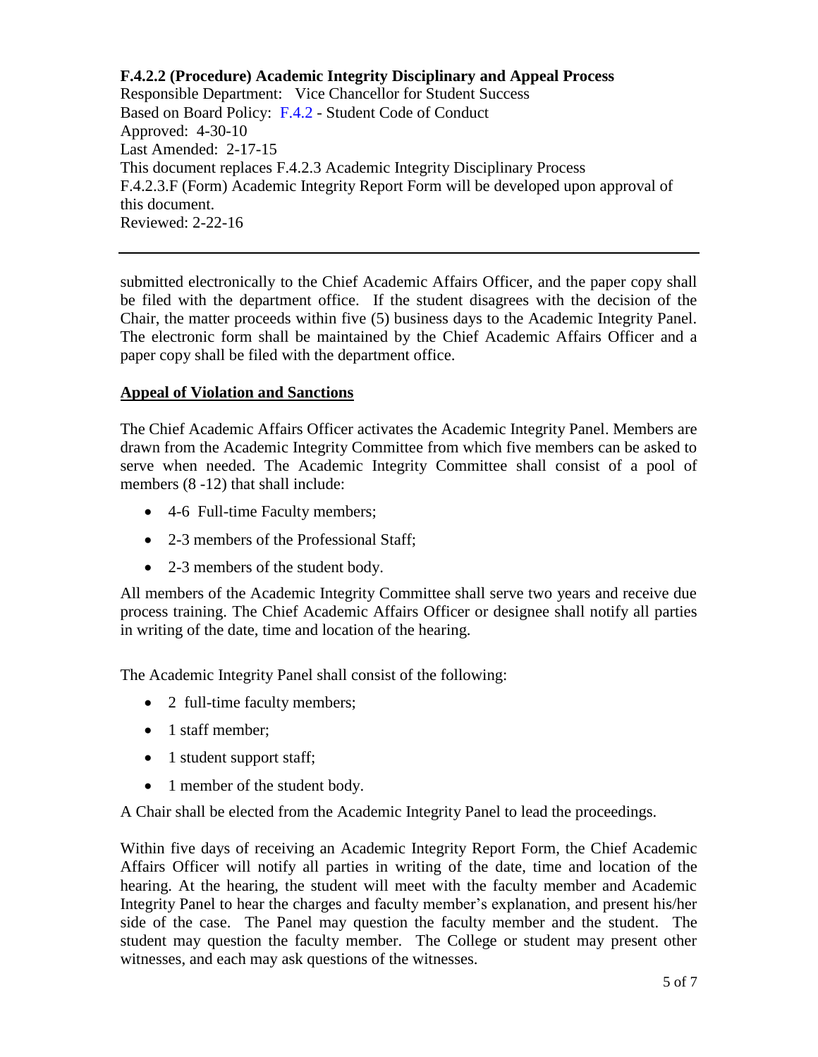**F.4.2.2 (Procedure) Academic Integrity Disciplinary and Appeal Process**
Responsible Department: Vice Chancellor for Student Success
Based on Board Policy: F.4.2 - Student Code of Conduct
Approved: 4-30-10
Last Amended: 2-17-15
This document replaces F.4.2.3 Academic Integrity Disciplinary Process
F.4.2.3.F (Form) Academic Integrity Report Form will be developed upon approval of this document.
Reviewed: 2-22-16

---

submitted electronically to the Chief Academic Affairs Officer, and the paper copy shall be filed with the department office. If the student disagrees with the decision of the Chair, the matter proceeds within five (5) business days to the Academic Integrity Panel. The electronic form shall be maintained by the Chief Academic Affairs Officer and a paper copy shall be filed with the department office.

## Appeal of Violation and Sanctions

The Chief Academic Affairs Officer activates the Academic Integrity Panel. Members are drawn from the Academic Integrity Committee from which five members can be asked to serve when needed. The Academic Integrity Committee shall consist of a pool of members (8 -12) that shall include:

- 4-6 Full-time Faculty members;
- 2-3 members of the Professional Staff;
- 2-3 members of the student body.

All members of the Academic Integrity Committee shall serve two years and receive due process training. The Chief Academic Affairs Officer or designee shall notify all parties in writing of the date, time and location of the hearing.

The Academic Integrity Panel shall consist of the following:

- 2 full-time faculty members;
- 1 staff member;
- 1 student support staff;
- 1 member of the student body.

A Chair shall be elected from the Academic Integrity Panel to lead the proceedings.

Within five days of receiving an Academic Integrity Report Form, the Chief Academic Affairs Officer will notify all parties in writing of the date, time and location of the hearing. At the hearing, the student will meet with the faculty member and Academic Integrity Panel to hear the charges and faculty member's explanation, and present his/her side of the case. The Panel may question the faculty member and the student. The student may question the faculty member. The College or student may present other witnesses, and each may ask questions of the witnesses.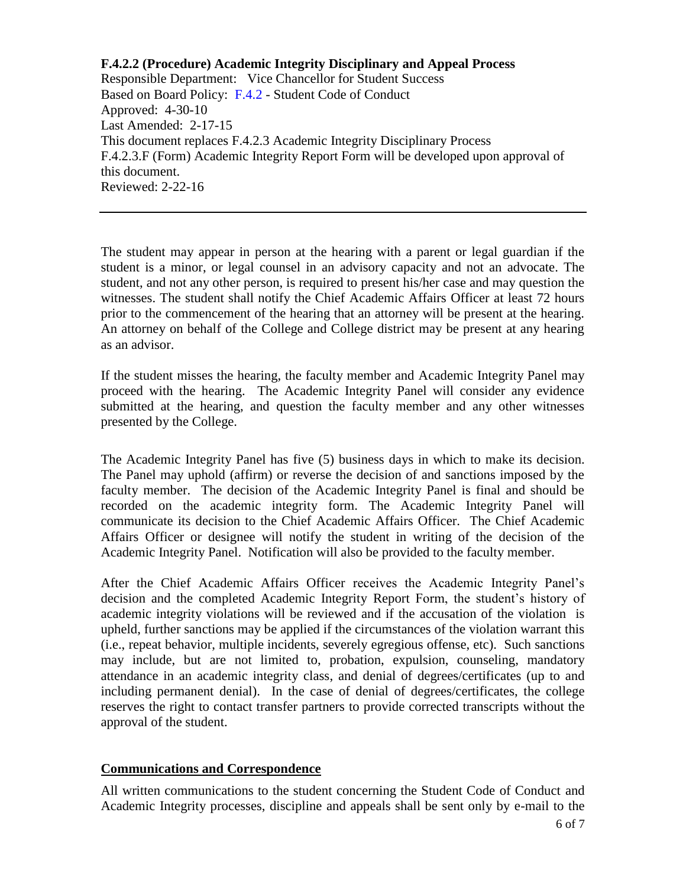**F.4.2.2 (Procedure) Academic Integrity Disciplinary and Appeal Process**
Responsible Department: Vice Chancellor for Student Success
Based on Board Policy: F.4.2 - Student Code of Conduct
Approved: 4-30-10
Last Amended: 2-17-15
This document replaces F.4.2.3 Academic Integrity Disciplinary Process
F.4.2.3.F (Form) Academic Integrity Report Form will be developed upon approval of this document.
Reviewed: 2-22-16

---

The student may appear in person at the hearing with a parent or legal guardian if the student is a minor, or legal counsel in an advisory capacity and not an advocate. The student, and not any other person, is required to present his/her case and may question the witnesses. The student shall notify the Chief Academic Affairs Officer at least 72 hours prior to the commencement of the hearing that an attorney will be present at the hearing. An attorney on behalf of the College and College district may be present at any hearing as an advisor.

If the student misses the hearing, the faculty member and Academic Integrity Panel may proceed with the hearing. The Academic Integrity Panel will consider any evidence submitted at the hearing, and question the faculty member and any other witnesses presented by the College.

The Academic Integrity Panel has five (5) business days in which to make its decision. The Panel may uphold (affirm) or reverse the decision of and sanctions imposed by the faculty member. The decision of the Academic Integrity Panel is final and should be recorded on the academic integrity form. The Academic Integrity Panel will communicate its decision to the Chief Academic Affairs Officer. The Chief Academic Affairs Officer or designee will notify the student in writing of the decision of the Academic Integrity Panel. Notification will also be provided to the faculty member.

After the Chief Academic Affairs Officer receives the Academic Integrity Panel's decision and the completed Academic Integrity Report Form, the student's history of academic integrity violations will be reviewed and if the accusation of the violation is upheld, further sanctions may be applied if the circumstances of the violation warrant this (i.e., repeat behavior, multiple incidents, severely egregious offense, etc). Such sanctions may include, but are not limited to, probation, expulsion, counseling, mandatory attendance in an academic integrity class, and denial of degrees/certificates (up to and including permanent denial). In the case of denial of degrees/certificates, the college reserves the right to contact transfer partners to provide corrected transcripts without the approval of the student.

## Communications and Correspondence

All written communications to the student concerning the Student Code of Conduct and Academic Integrity processes, discipline and appeals shall be sent only by e-mail to the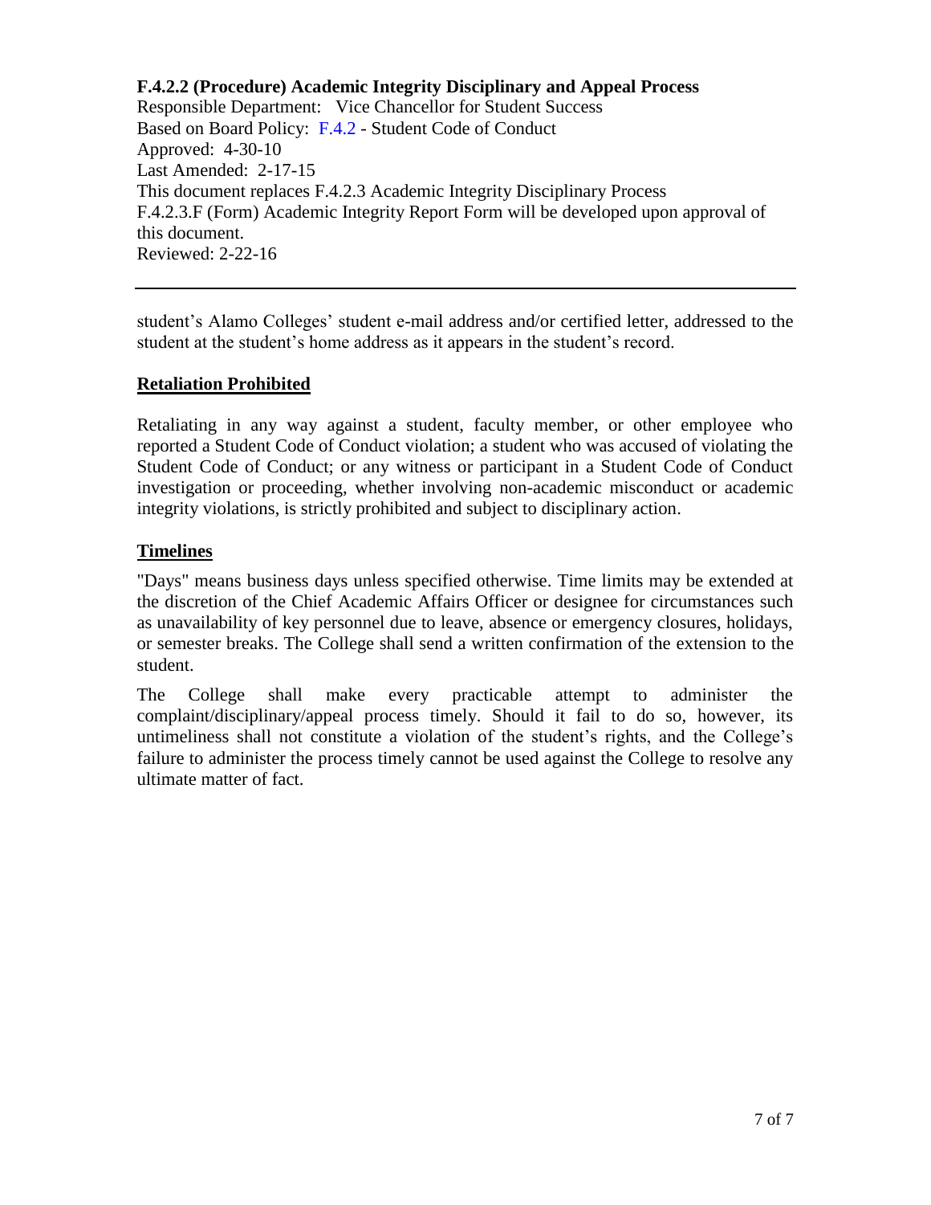student's Alamo Colleges' student e-mail address and/or certified letter, addressed to the student at the student's home address as it appears in the student's record.

## Retaliation Prohibited

Retaliating in any way against a student, faculty member, or other employee who reported a Student Code of Conduct violation; a student who was accused of violating the Student Code of Conduct; or any witness or participant in a Student Code of Conduct investigation or proceeding, whether involving non-academic misconduct or academic integrity violations, is strictly prohibited and subject to disciplinary action.

## Timelines

"Days" means business days unless specified otherwise. Time limits may be extended at the discretion of the Chief Academic Affairs Officer or designee for circumstances such as unavailability of key personnel due to leave, absence or emergency closures, holidays, or semester breaks. The College shall send a written confirmation of the extension to the student.

The College shall make every practicable attempt to administer the complaint/disciplinary/appeal process timely. Should it fail to do so, however, its untimeliness shall not constitute a violation of the student's rights, and the College's failure to administer the process timely cannot be used against the College to resolve any ultimate matter of fact.